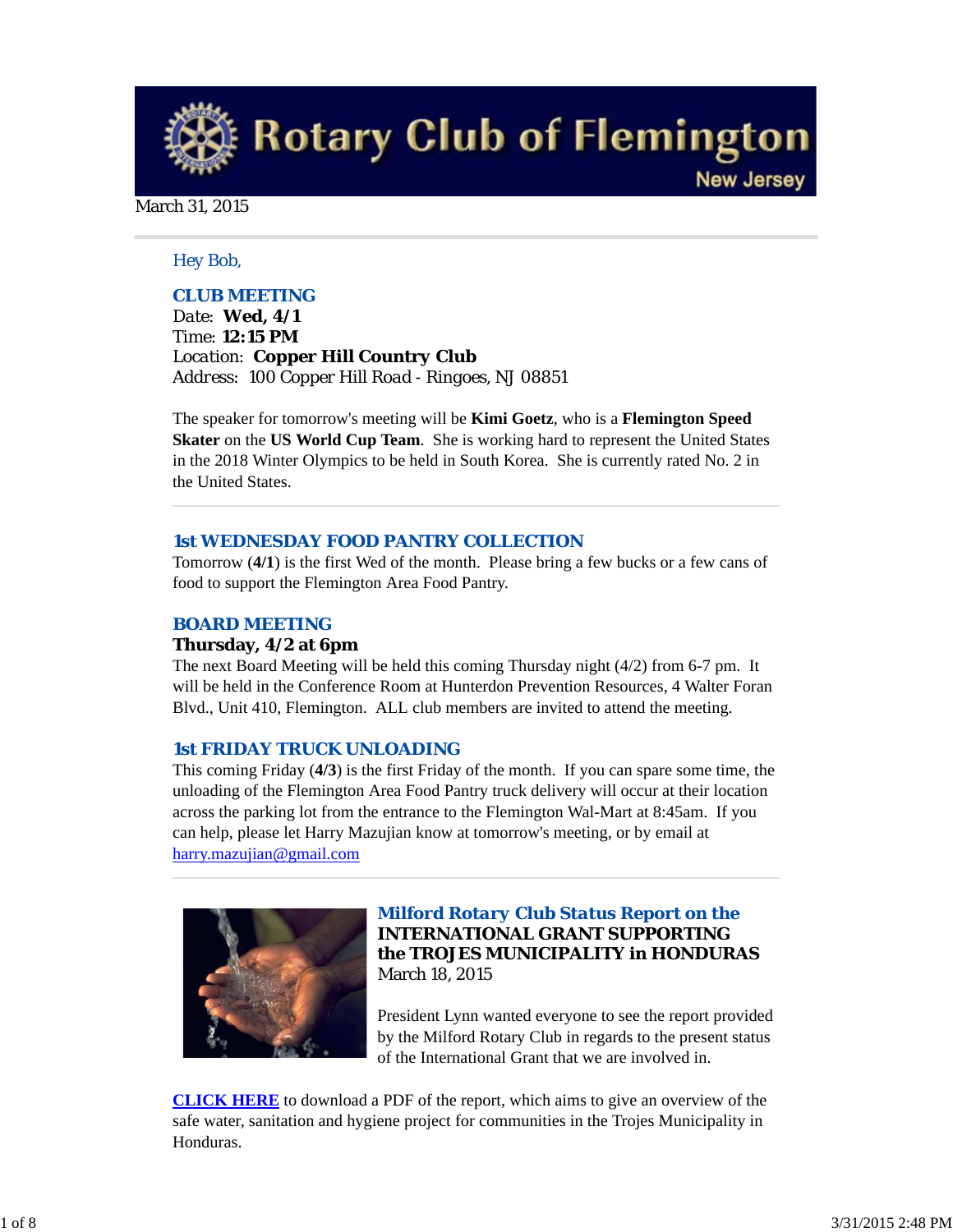# Rotary Club of Flemington

New Jersey

March 31, 2015

Hey Bob,

## CLUB MEETING

Date: **Wed, 4/1**
Time: **12:15 PM**
Location: **Copper Hill Country Club**
Address: 100 Copper Hill Road - Ringoes, NJ 08851

The speaker for tomorrow's meeting will be **Kimi Goetz**, who is a **Flemington Speed Skater** on the **US World Cup Team**. She is working hard to represent the United States in the 2018 Winter Olympics to be held in South Korea. She is currently rated No. 2 in the United States.

---

## 1st WEDNESDAY FOOD PANTRY COLLECTION

Tomorrow (**4/1**) is the first Wed of the month. Please bring a few bucks or a few cans of food to support the Flemington Area Food Pantry.

## BOARD MEETING

**Thursday, 4/2 at 6pm**

The next Board Meeting will be held this coming Thursday night (4/2) from 6-7 pm. It will be held in the Conference Room at Hunterdon Prevention Resources, 4 Walter Foran Blvd., Unit 410, Flemington. ALL club members are invited to attend the meeting.

## 1st FRIDAY TRUCK UNLOADING

This coming Friday (**4/3**) is the first Friday of the month. If you can spare some time, the unloading of the Flemington Area Food Pantry truck delivery will occur at their location across the parking lot from the entrance to the Flemington Wal-Mart at 8:45am. If you can help, please let Harry Mazujian know at tomorrow's meeting, or by email at harry.mazujian@gmail.com

---

## *Milford Rotary Club Status Report on the* INTERNATIONAL GRANT SUPPORTING the TROJES MUNICIPALITY in HONDURAS

March 18, 2015

President Lynn wanted everyone to see the report provided by the Milford Rotary Club in regards to the present status of the International Grant that we are involved in.

**CLICK HERE** to download a PDF of the report, which aims to give an overview of the safe water, sanitation and hygiene project for communities in the Trojes Municipality in Honduras.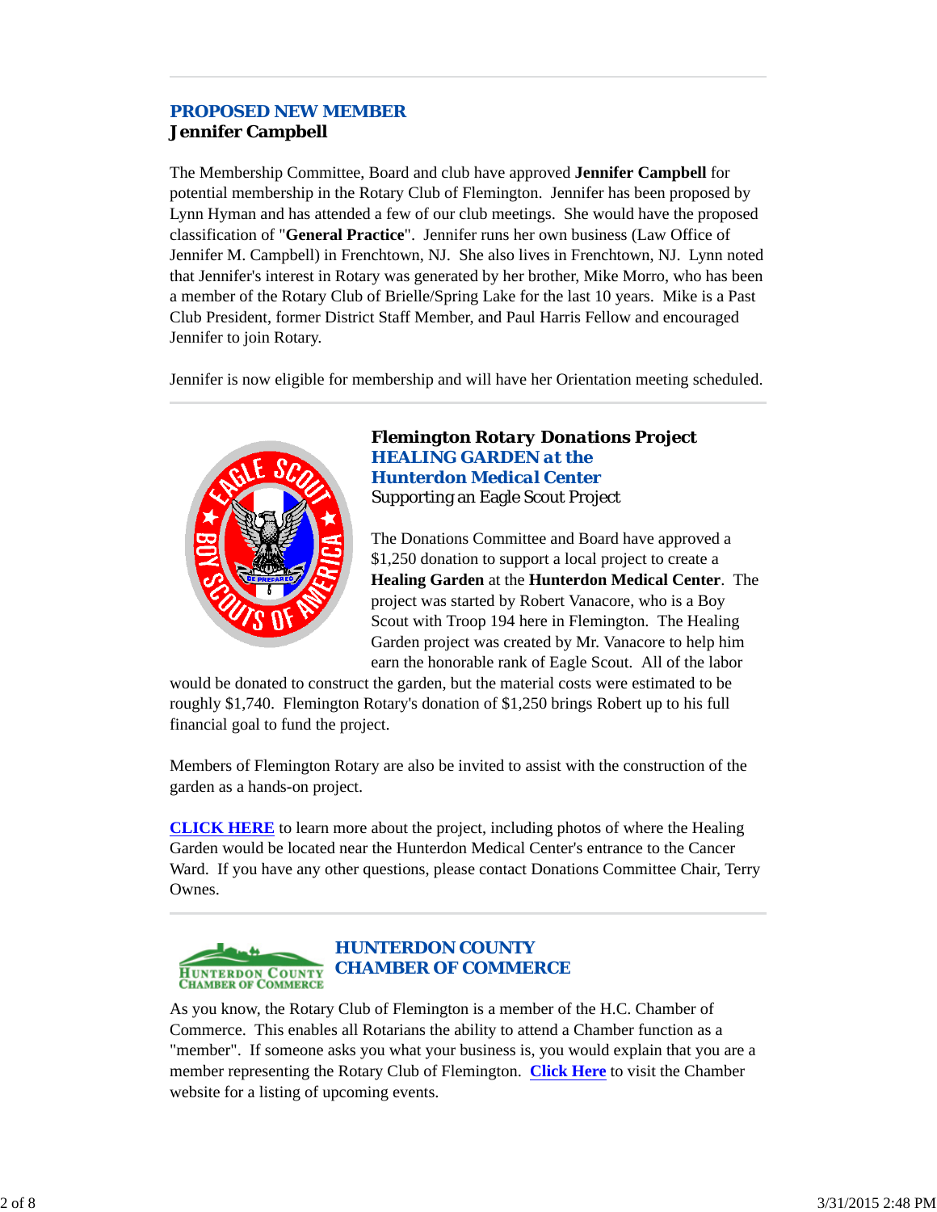---

## PROPOSED NEW MEMBER

**Jennifer Campbell**

The Membership Committee, Board and club have approved **Jennifer Campbell** for potential membership in the Rotary Club of Flemington. Jennifer has been proposed by Lynn Hyman and has attended a few of our club meetings. She would have the proposed classification of "**General Practice**". Jennifer runs her own business (Law Office of Jennifer M. Campbell) in Frenchtown, NJ. She also lives in Frenchtown, NJ. Lynn noted that Jennifer's interest in Rotary was generated by her brother, Mike Morro, who has been a member of the Rotary Club of Brielle/Spring Lake for the last 10 years. Mike is a Past Club President, former District Staff Member, and Paul Harris Fellow and encouraged Jennifer to join Rotary.

Jennifer is now eligible for membership and will have her Orientation meeting scheduled.

---

## Flemington Rotary Donations Project

**HEALING GARDEN at the Hunterdon Medical Center**

Supporting an Eagle Scout Project

The Donations Committee and Board have approved a $1,250 donation to support a local project to create a **Healing Garden** at the **Hunterdon Medical Center**. The project was started by Robert Vanacore, who is a Boy Scout with Troop 194 here in Flemington. The Healing Garden project was created by Mr. Vanacore to help him earn the honorable rank of Eagle Scout. All of the labor would be donated to construct the garden, but the material costs were estimated to be roughly $1,740. Flemington Rotary's donation of $1,250 brings Robert up to his full financial goal to fund the project.

Members of Flemington Rotary are also be invited to assist with the construction of the garden as a hands-on project.

**CLICK HERE** to learn more about the project, including photos of where the Healing Garden would be located near the Hunterdon Medical Center's entrance to the Cancer Ward. If you have any other questions, please contact Donations Committee Chair, Terry Ownes.

---

## HUNTERDON COUNTY CHAMBER OF COMMERCE

As you know, the Rotary Club of Flemington is a member of the H.C. Chamber of Commerce. This enables all Rotarians the ability to attend a Chamber function as a "member". If someone asks you what your business is, you would explain that you are a member representing the Rotary Club of Flemington. **Click Here** to visit the Chamber website for a listing of upcoming events.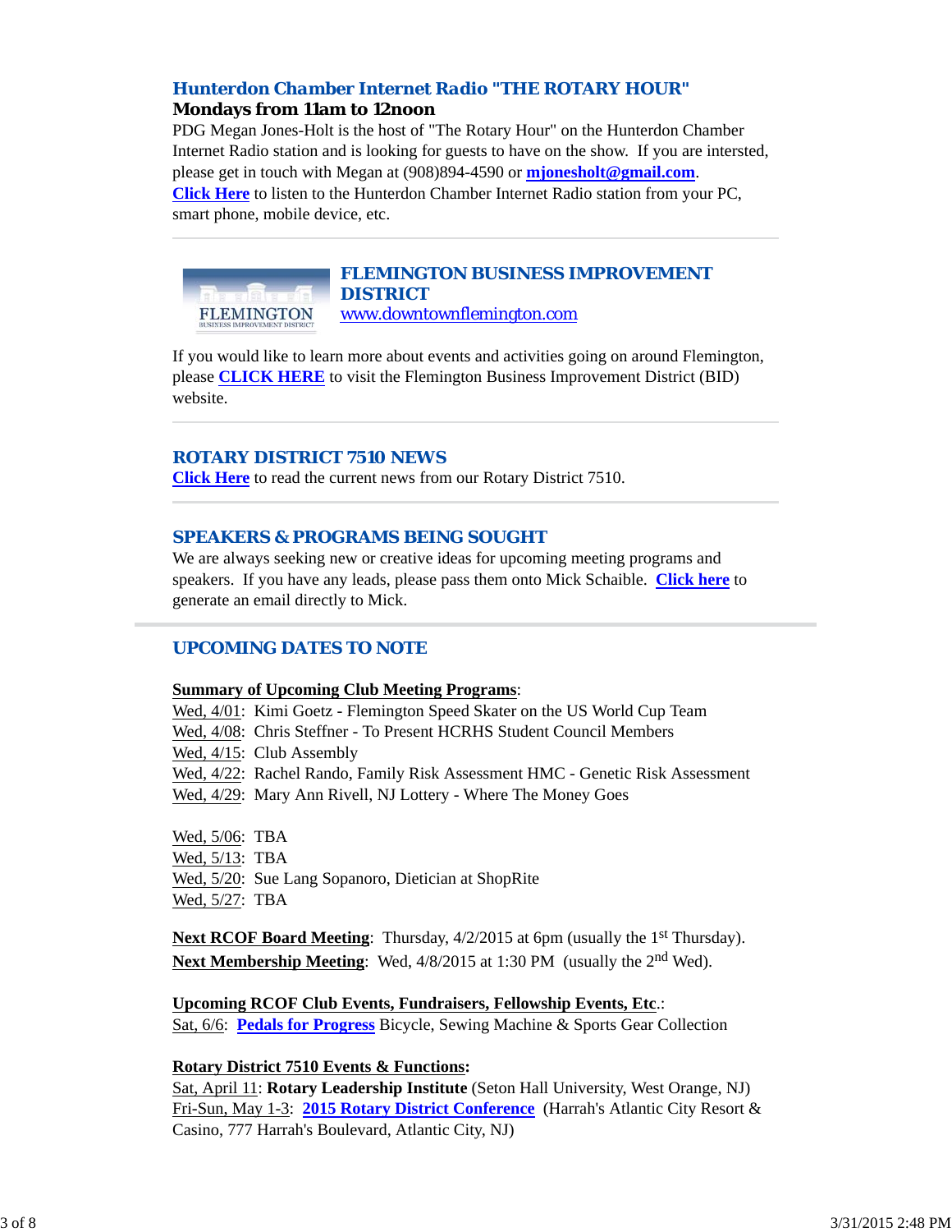### Hunterdon Chamber Internet Radio "THE ROTARY HOUR"

**Mondays from 11am to 12noon**

PDG Megan Jones-Holt is the host of "The Rotary Hour" on the Hunterdon Chamber Internet Radio station and is looking for guests to have on the show. If you are intersted, please get in touch with Megan at (908)894-4590 or **mjonesholt@gmail.com**.

**Click Here** to listen to the Hunterdon Chamber Internet Radio station from your PC, smart phone, mobile device, etc.

---

FLEMINGTON BUSINESS IMPROVEMENT DISTRICT

### FLEMINGTON BUSINESS IMPROVEMENT DISTRICT

www.downtownflemington.com

If you would like to learn more about events and activities going on around Flemington, please **CLICK HERE** to visit the Flemington Business Improvement District (BID) website.

---

### ROTARY DISTRICT 7510 NEWS

**Click Here** to read the current news from our Rotary District 7510.

---

### SPEAKERS & PROGRAMS BEING SOUGHT

We are always seeking new or creative ideas for upcoming meeting programs and speakers. If you have any leads, please pass them onto Mick Schaible. **Click here** to generate an email directly to Mick.

---

## UPCOMING DATES TO NOTE

**Summary of Upcoming Club Meeting Programs**:

Wed, 4/01: Kimi Goetz - Flemington Speed Skater on the US World Cup Team
Wed, 4/08: Chris Steffner - To Present HCRHS Student Council Members
Wed, 4/15: Club Assembly
Wed, 4/22: Rachel Rando, Family Risk Assessment HMC - Genetic Risk Assessment
Wed, 4/29: Mary Ann Rivell, NJ Lottery - Where The Money Goes

Wed, 5/06: TBA
Wed, 5/13: TBA
Wed, 5/20: Sue Lang Sopanoro, Dietician at ShopRite
Wed, 5/27: TBA

**Next RCOF Board Meeting**: Thursday, 4/2/2015 at 6pm (usually the 1st Thursday).
**Next Membership Meeting**: Wed, 4/8/2015 at 1:30 PM (usually the 2nd Wed).

**Upcoming RCOF Club Events, Fundraisers, Fellowship Events, Etc**.:
Sat, 6/6: **Pedals for Progress** Bicycle, Sewing Machine & Sports Gear Collection

**Rotary District 7510 Events & Functions:**
Sat, April 11: **Rotary Leadership Institute** (Seton Hall University, West Orange, NJ)
Fri-Sun, May 1-3: **2015 Rotary District Conference** (Harrah's Atlantic City Resort & Casino, 777 Harrah's Boulevard, Atlantic City, NJ)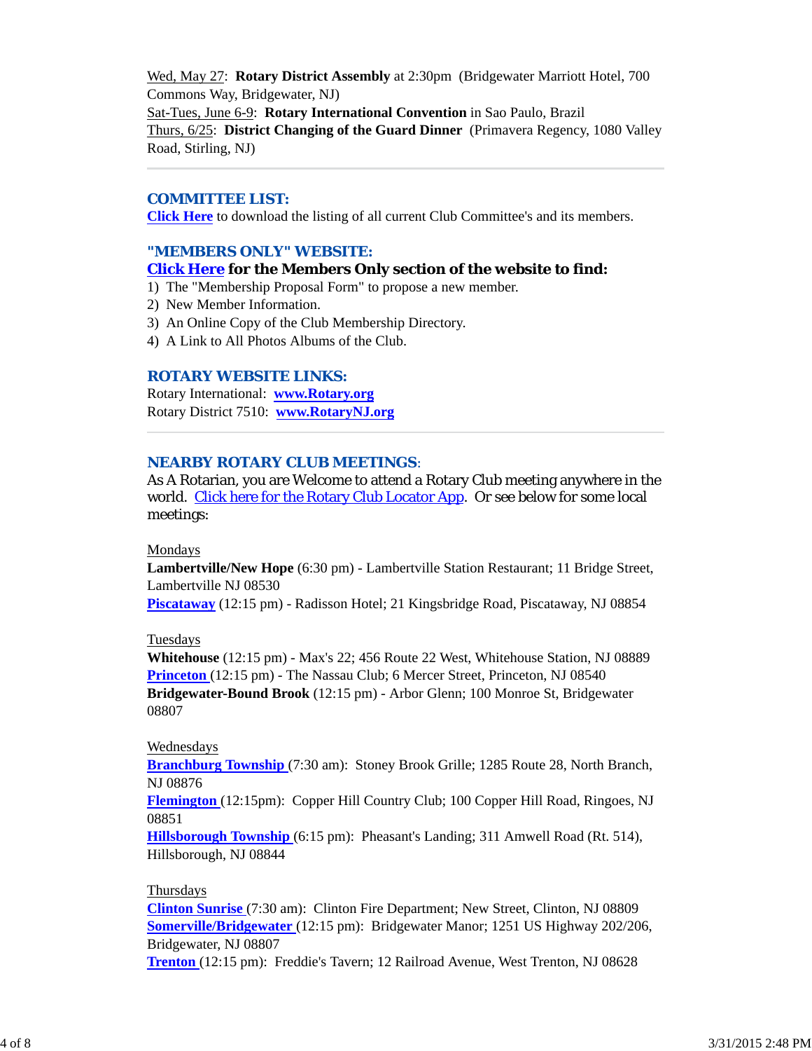Wed, May 27:  **Rotary District Assembly** at 2:30pm  (Bridgewater Marriott Hotel, 700 Commons Way, Bridgewater, NJ)
Sat-Tues, June 6-9:  **Rotary International Convention** in Sao Paulo, Brazil
Thurs, 6/25:  **District Changing of the Guard Dinner**  (Primavera Regency, 1080 Valley Road, Stirling, NJ)

---

## COMMITTEE LIST:

**Click Here** to download the listing of all current Club Committee's and its members.

## "MEMBERS ONLY" WEBSITE:

**Click Here for the Members Only section of the website to find:**

1) The "Membership Proposal Form" to propose a new member.
2) New Member Information.
3) An Online Copy of the Club Membership Directory.
4) A Link to All Photos Albums of the Club.

## ROTARY WEBSITE LINKS:

Rotary International:  **www.Rotary.org**
Rotary District 7510:  **www.RotaryNJ.org**

---

## NEARBY ROTARY CLUB MEETINGS:

As A Rotarian, you are Welcome to attend a Rotary Club meeting anywhere in the world.  Click here for the Rotary Club Locator App.  Or see below for some local meetings:

Mondays
**Lambertville/New Hope** (6:30 pm) - Lambertville Station Restaurant; 11 Bridge Street, Lambertville NJ 08530
**Piscataway** (12:15 pm) - Radisson Hotel; 21 Kingsbridge Road, Piscataway, NJ 08854

Tuesdays
**Whitehouse** (12:15 pm) - Max's 22; 456 Route 22 West, Whitehouse Station, NJ 08889
**Princeton** (12:15 pm) - The Nassau Club; 6 Mercer Street, Princeton, NJ 08540
**Bridgewater-Bound Brook** (12:15 pm) - Arbor Glenn; 100 Monroe St, Bridgewater 08807

Wednesdays
**Branchburg Township** (7:30 am):  Stoney Brook Grille; 1285 Route 28, North Branch, NJ 08876
**Flemington** (12:15pm):  Copper Hill Country Club; 100 Copper Hill Road, Ringoes, NJ 08851
**Hillsborough Township** (6:15 pm):  Pheasant's Landing; 311 Amwell Road (Rt. 514), Hillsborough, NJ 08844

Thursdays
**Clinton Sunrise** (7:30 am):  Clinton Fire Department; New Street, Clinton, NJ 08809
**Somerville/Bridgewater** (12:15 pm):  Bridgewater Manor; 1251 US Highway 202/206, Bridgewater, NJ 08807
**Trenton** (12:15 pm):  Freddie's Tavern; 12 Railroad Avenue, West Trenton, NJ 08628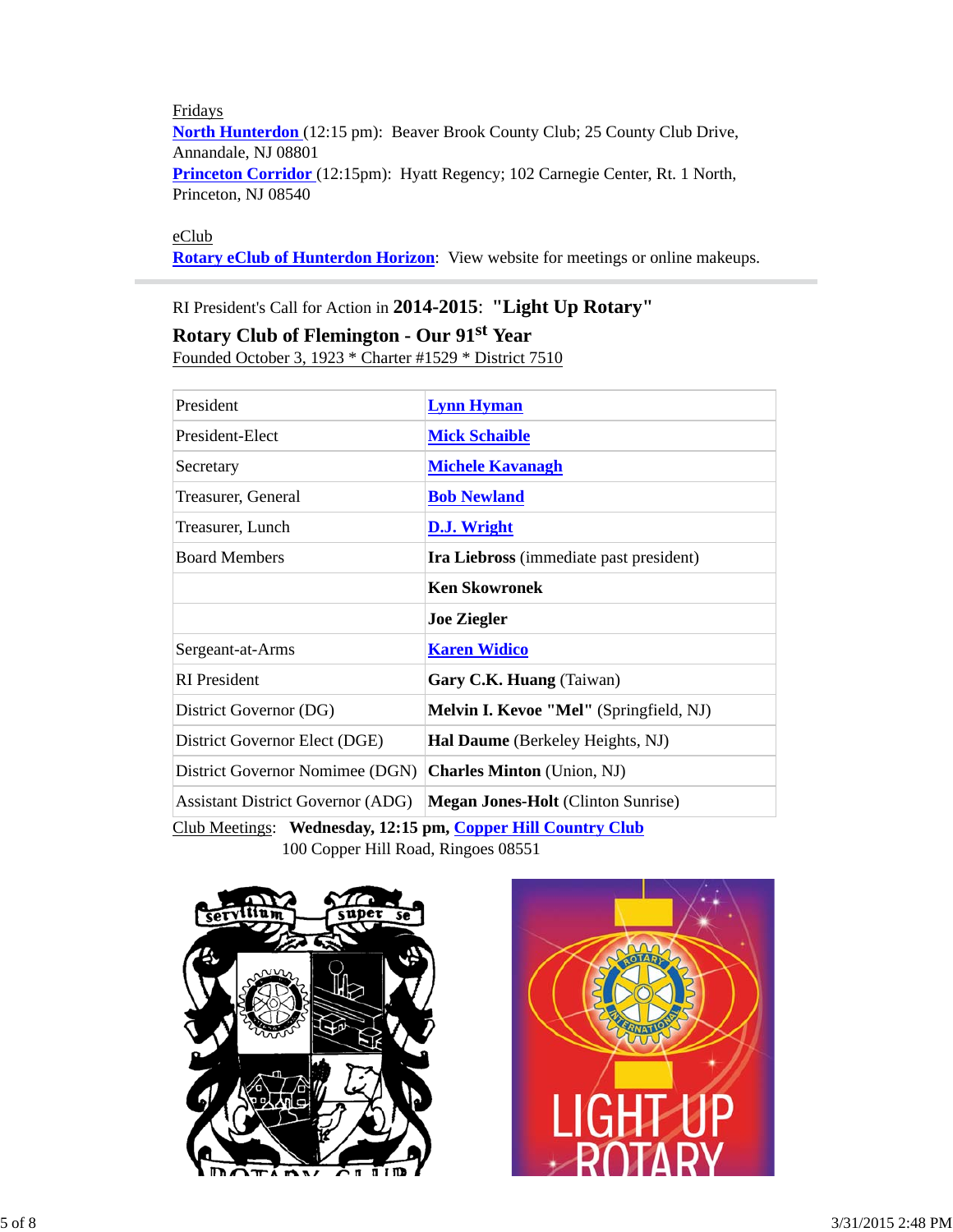Fridays

**North Hunterdon** (12:15 pm): Beaver Brook County Club; 25 County Club Drive, Annandale, NJ 08801

**Princeton Corridor** (12:15pm): Hyatt Regency; 102 Carnegie Center, Rt. 1 North, Princeton, NJ 08540

eClub

**Rotary eClub of Hunterdon Horizon**: View website for meetings or online makeups.

---

RI President's Call for Action in **2014-2015**: **"Light Up Rotary"**

**Rotary Club of Flemington - Our 91st Year**

Founded October 3, 1923 * Charter #1529 * District 7510

| | |
|---|---|
| President | **Lynn Hyman** |
| President-Elect | **Mick Schaible** |
| Secretary | **Michele Kavanagh** |
| Treasurer, General | **Bob Newland** |
| Treasurer, Lunch | **D.J. Wright** |
| Board Members | **Ira Liebross** (immediate past president) |
| | **Ken Skowronek** |
| | **Joe Ziegler** |
| Sergeant-at-Arms | **Karen Widico** |
| RI President | **Gary C.K. Huang** (Taiwan) |
| District Governor (DG) | **Melvin I. Kevoe "Mel"** (Springfield, NJ) |
| District Governor Elect (DGE) | **Hal Daume** (Berkeley Heights, NJ) |
| District Governor Nomimee (DGN) | **Charles Minton** (Union, NJ) |
| Assistant District Governor (ADG) | **Megan Jones-Holt** (Clinton Sunrise) |

Club Meetings: **Wednesday, 12:15 pm, Copper Hill Country Club**
100 Copper Hill Road, Ringoes 08551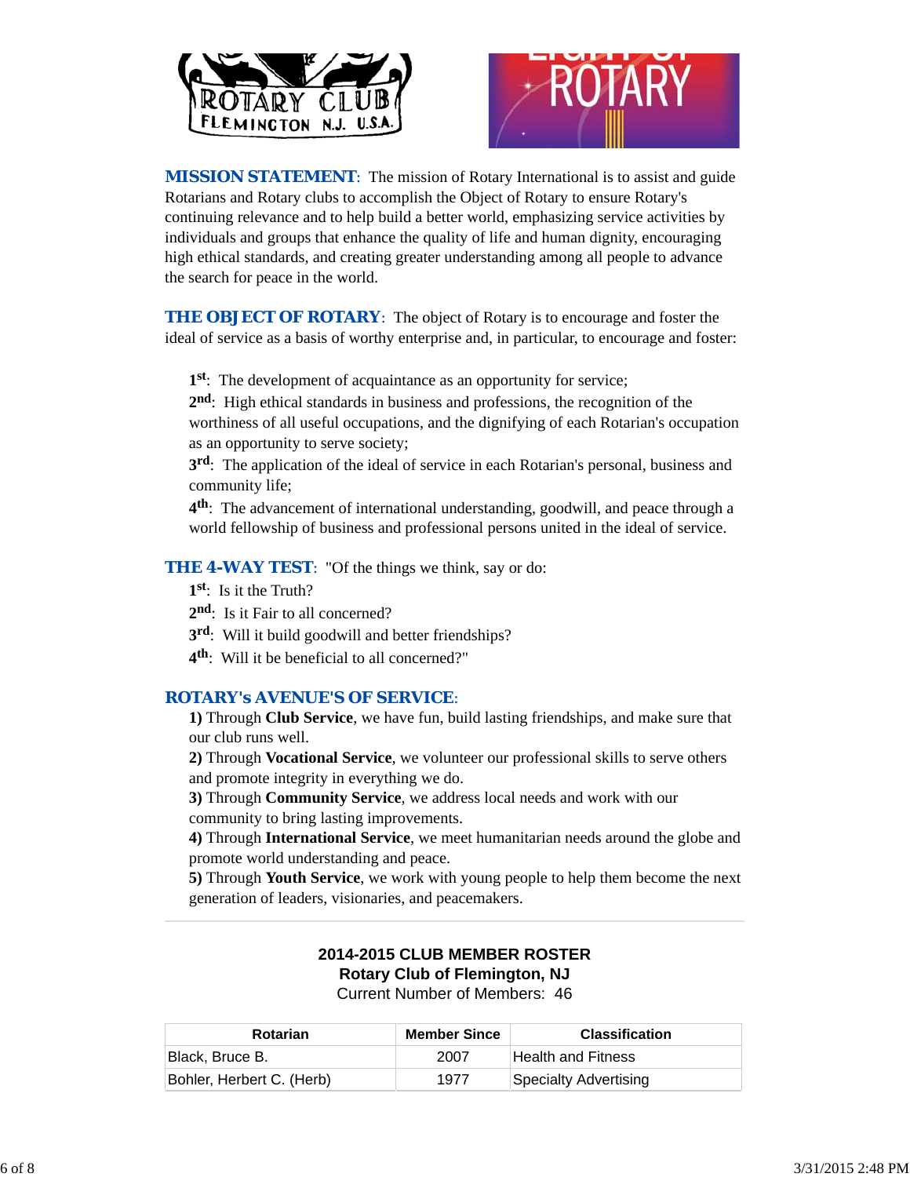**MISSION STATEMENT**: The mission of Rotary International is to assist and guide Rotarians and Rotary clubs to accomplish the Object of Rotary to ensure Rotary's continuing relevance and to help build a better world, emphasizing service activities by individuals and groups that enhance the quality of life and human dignity, encouraging high ethical standards, and creating greater understanding among all people to advance the search for peace in the world.

**THE OBJECT OF ROTARY**: The object of Rotary is to encourage and foster the ideal of service as a basis of worthy enterprise and, in particular, to encourage and foster:

**1st**: The development of acquaintance as an opportunity for service;
**2nd**: High ethical standards in business and professions, the recognition of the worthiness of all useful occupations, and the dignifying of each Rotarian's occupation as an opportunity to serve society;
**3rd**: The application of the ideal of service in each Rotarian's personal, business and community life;
**4th**: The advancement of international understanding, goodwill, and peace through a world fellowship of business and professional persons united in the ideal of service.

**THE 4-WAY TEST**: "Of the things we think, say or do:
**1st**: Is it the Truth?
**2nd**: Is it Fair to all concerned?
**3rd**: Will it build goodwill and better friendships?
**4th**: Will it be beneficial to all concerned?"

**ROTARY's AVENUE'S OF SERVICE**:
**1)** Through **Club Service**, we have fun, build lasting friendships, and make sure that our club runs well.
**2)** Through **Vocational Service**, we volunteer our professional skills to serve others and promote integrity in everything we do.
**3)** Through **Community Service**, we address local needs and work with our community to bring lasting improvements.
**4)** Through **International Service**, we meet humanitarian needs around the globe and promote world understanding and peace.
**5)** Through **Youth Service**, we work with young people to help them become the next generation of leaders, visionaries, and peacemakers.

---

**2014-2015 CLUB MEMBER ROSTER**
**Rotary Club of Flemington, NJ**
Current Number of Members: 46

| Rotarian | Member Since | Classification |
|---|---|---|
| Black, Bruce B. | 2007 | Health and Fitness |
| Bohler, Herbert C. (Herb) | 1977 | Specialty Advertising |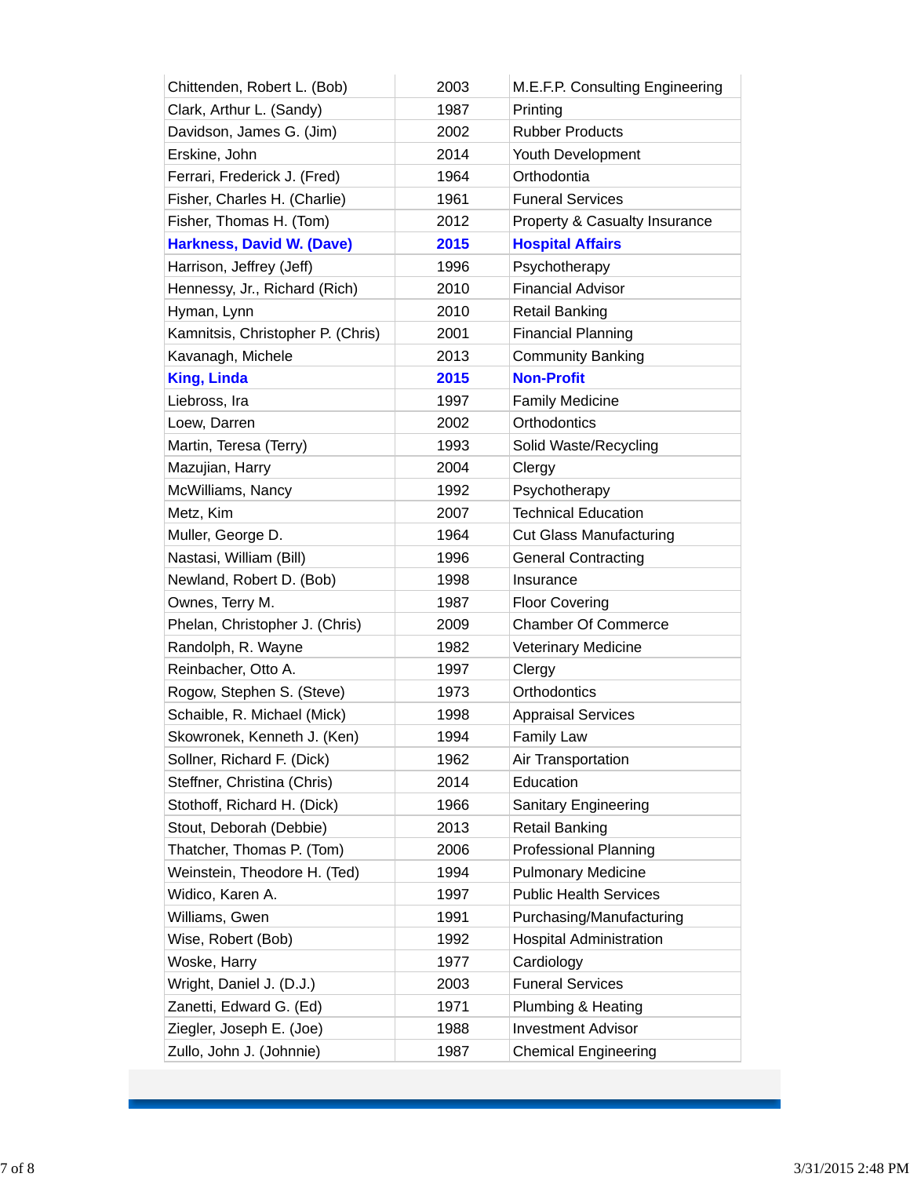| | | |
|---|---|---|
| Chittenden, Robert L. (Bob) | 2003 | M.E.F.P. Consulting Engineering |
| Clark, Arthur L. (Sandy) | 1987 | Printing |
| Davidson, James G. (Jim) | 2002 | Rubber Products |
| Erskine, John | 2014 | Youth Development |
| Ferrari, Frederick J. (Fred) | 1964 | Orthodontia |
| Fisher, Charles H. (Charlie) | 1961 | Funeral Services |
| Fisher, Thomas H. (Tom) | 2012 | Property & Casualty Insurance |
| **Harkness, David W. (Dave)** | **2015** | **Hospital Affairs** |
| Harrison, Jeffrey (Jeff) | 1996 | Psychotherapy |
| Hennessy, Jr., Richard (Rich) | 2010 | Financial Advisor |
| Hyman, Lynn | 2010 | Retail Banking |
| Kamnitsis, Christopher P. (Chris) | 2001 | Financial Planning |
| Kavanagh, Michele | 2013 | Community Banking |
| **King, Linda** | **2015** | **Non-Profit** |
| Liebross, Ira | 1997 | Family Medicine |
| Loew, Darren | 2002 | Orthodontics |
| Martin, Teresa (Terry) | 1993 | Solid Waste/Recycling |
| Mazujian, Harry | 2004 | Clergy |
| McWilliams, Nancy | 1992 | Psychotherapy |
| Metz, Kim | 2007 | Technical Education |
| Muller, George D. | 1964 | Cut Glass Manufacturing |
| Nastasi, William (Bill) | 1996 | General Contracting |
| Newland, Robert D. (Bob) | 1998 | Insurance |
| Ownes, Terry M. | 1987 | Floor Covering |
| Phelan, Christopher J. (Chris) | 2009 | Chamber Of Commerce |
| Randolph, R. Wayne | 1982 | Veterinary Medicine |
| Reinbacher, Otto A. | 1997 | Clergy |
| Rogow, Stephen S. (Steve) | 1973 | Orthodontics |
| Schaible, R. Michael (Mick) | 1998 | Appraisal Services |
| Skowronek, Kenneth J. (Ken) | 1994 | Family Law |
| Sollner, Richard F. (Dick) | 1962 | Air Transportation |
| Steffner, Christina (Chris) | 2014 | Education |
| Stothoff, Richard H. (Dick) | 1966 | Sanitary Engineering |
| Stout, Deborah (Debbie) | 2013 | Retail Banking |
| Thatcher, Thomas P. (Tom) | 2006 | Professional Planning |
| Weinstein, Theodore H. (Ted) | 1994 | Pulmonary Medicine |
| Widico, Karen A. | 1997 | Public Health Services |
| Williams, Gwen | 1991 | Purchasing/Manufacturing |
| Wise, Robert (Bob) | 1992 | Hospital Administration |
| Woske, Harry | 1977 | Cardiology |
| Wright, Daniel J. (D.J.) | 2003 | Funeral Services |
| Zanetti, Edward G. (Ed) | 1971 | Plumbing & Heating |
| Ziegler, Joseph E. (Joe) | 1988 | Investment Advisor |
| Zullo, John J. (Johnnie) | 1987 | Chemical Engineering |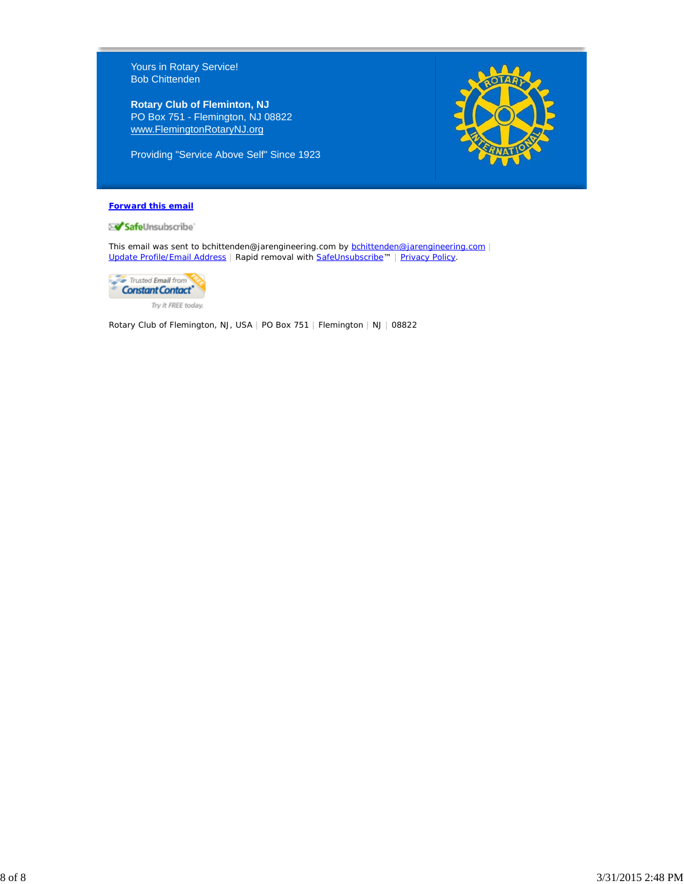Yours in Rotary Service!
Bob Chittenden

**Rotary Club of Fleminton, NJ**
PO Box 751 - Flemington, NJ 08822
www.FlemingtonRotaryNJ.org

Providing "Service Above Self" Since 1923

**Forward this email**

SafeUnsubscribe

This email was sent to bchittenden@jarengineering.com by bchittenden@jarengineering.com | Update Profile/Email Address | Rapid removal with SafeUnsubscribe™ | Privacy Policy.

Trusted Email from Constant Contact
Try it FREE today.

Rotary Club of Flemington, NJ, USA | PO Box 751 | Flemington | NJ | 08822